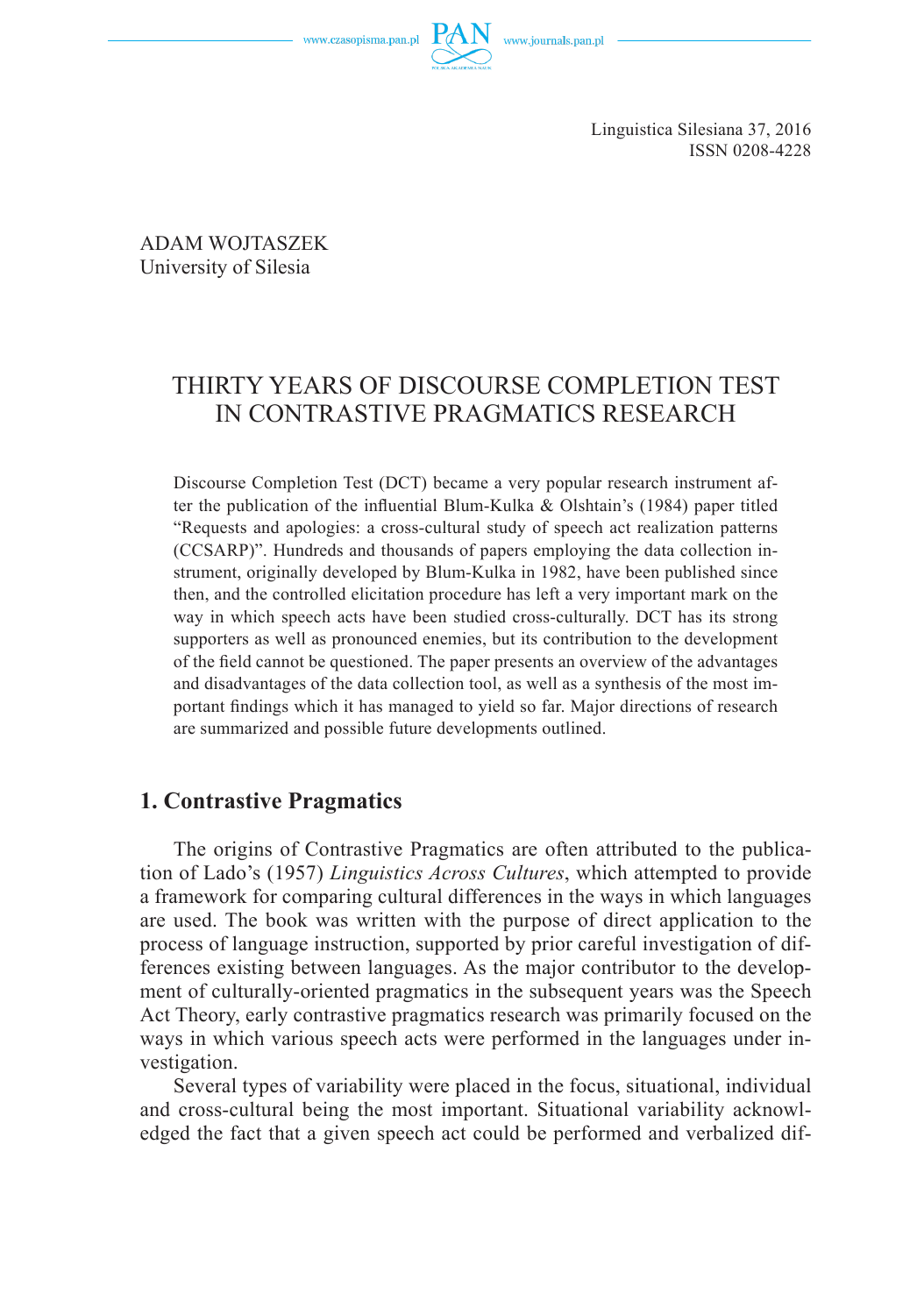Linguistica Silesiana 37, 2016
ISSN 0208-4228

ADAM WOJTASZEK
University of Silesia

# THIRTY YEARS OF DISCOURSE COMPLETION TEST IN CONTRASTIVE PRAGMATICS RESEARCH

Discourse Completion Test (DCT) became a very popular research instrument after the publication of the influential Blum-Kulka & Olshtain's (1984) paper titled "Requests and apologies: a cross-cultural study of speech act realization patterns (CCSARP)". Hundreds and thousands of papers employing the data collection instrument, originally developed by Blum-Kulka in 1982, have been published since then, and the controlled elicitation procedure has left a very important mark on the way in which speech acts have been studied cross-culturally. DCT has its strong supporters as well as pronounced enemies, but its contribution to the development of the field cannot be questioned. The paper presents an overview of the advantages and disadvantages of the data collection tool, as well as a synthesis of the most important findings which it has managed to yield so far. Major directions of research are summarized and possible future developments outlined.

## 1. Contrastive Pragmatics

The origins of Contrastive Pragmatics are often attributed to the publication of Lado's (1957) *Linguistics Across Cultures*, which attempted to provide a framework for comparing cultural differences in the ways in which languages are used. The book was written with the purpose of direct application to the process of language instruction, supported by prior careful investigation of differences existing between languages. As the major contributor to the development of culturally-oriented pragmatics in the subsequent years was the Speech Act Theory, early contrastive pragmatics research was primarily focused on the ways in which various speech acts were performed in the languages under investigation.

Several types of variability were placed in the focus, situational, individual and cross-cultural being the most important. Situational variability acknowledged the fact that a given speech act could be performed and verbalized dif-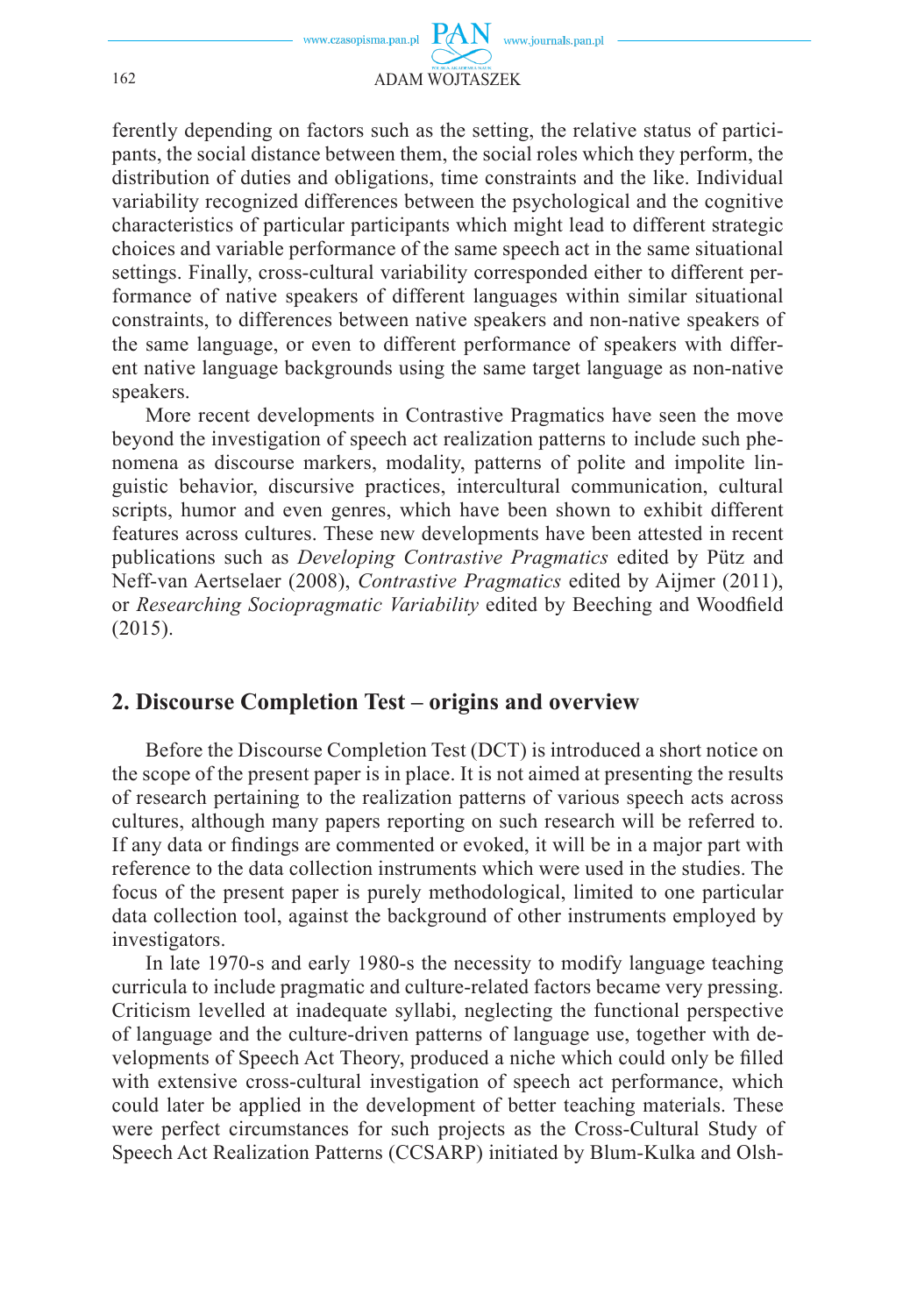ferently depending on factors such as the setting, the relative status of participants, the social distance between them, the social roles which they perform, the distribution of duties and obligations, time constraints and the like. Individual variability recognized differences between the psychological and the cognitive characteristics of particular participants which might lead to different strategic choices and variable performance of the same speech act in the same situational settings. Finally, cross-cultural variability corresponded either to different performance of native speakers of different languages within similar situational constraints, to differences between native speakers and non-native speakers of the same language, or even to different performance of speakers with different native language backgrounds using the same target language as non-native speakers.

More recent developments in Contrastive Pragmatics have seen the move beyond the investigation of speech act realization patterns to include such phenomena as discourse markers, modality, patterns of polite and impolite linguistic behavior, discursive practices, intercultural communication, cultural scripts, humor and even genres, which have been shown to exhibit different features across cultures. These new developments have been attested in recent publications such as *Developing Contrastive Pragmatics* edited by Pütz and Neff-van Aertselaer (2008), *Contrastive Pragmatics* edited by Aijmer (2011), or *Researching Sociopragmatic Variability* edited by Beeching and Woodfield (2015).

## 2. Discourse Completion Test – origins and overview

Before the Discourse Completion Test (DCT) is introduced a short notice on the scope of the present paper is in place. It is not aimed at presenting the results of research pertaining to the realization patterns of various speech acts across cultures, although many papers reporting on such research will be referred to. If any data or findings are commented or evoked, it will be in a major part with reference to the data collection instruments which were used in the studies. The focus of the present paper is purely methodological, limited to one particular data collection tool, against the background of other instruments employed by investigators.

In late 1970-s and early 1980-s the necessity to modify language teaching curricula to include pragmatic and culture-related factors became very pressing. Criticism levelled at inadequate syllabi, neglecting the functional perspective of language and the culture-driven patterns of language use, together with developments of Speech Act Theory, produced a niche which could only be filled with extensive cross-cultural investigation of speech act performance, which could later be applied in the development of better teaching materials. These were perfect circumstances for such projects as the Cross-Cultural Study of Speech Act Realization Patterns (CCSARP) initiated by Blum-Kulka and Olsh-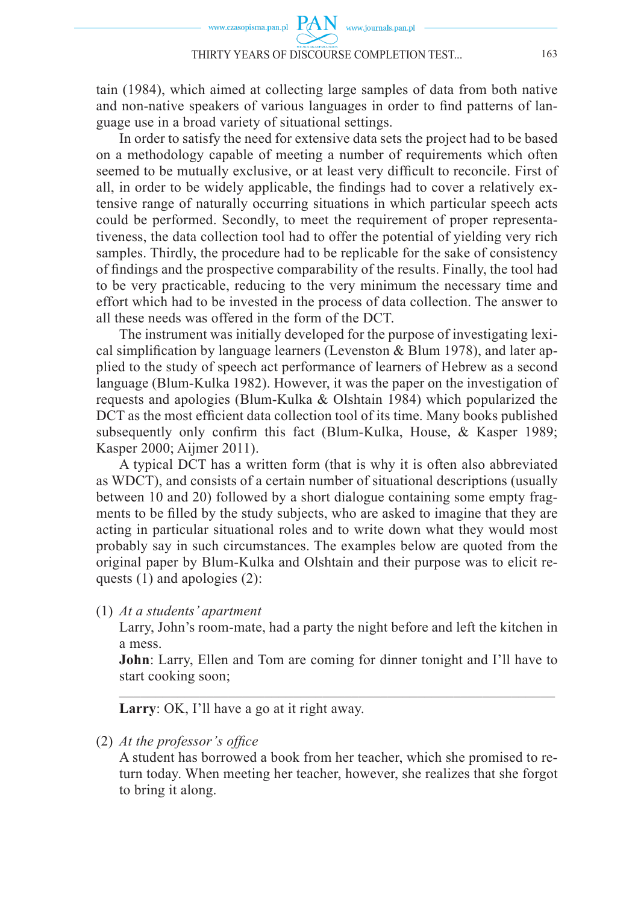tain (1984), which aimed at collecting large samples of data from both native and non-native speakers of various languages in order to find patterns of language use in a broad variety of situational settings.

In order to satisfy the need for extensive data sets the project had to be based on a methodology capable of meeting a number of requirements which often seemed to be mutually exclusive, or at least very difficult to reconcile. First of all, in order to be widely applicable, the findings had to cover a relatively extensive range of naturally occurring situations in which particular speech acts could be performed. Secondly, to meet the requirement of proper representativeness, the data collection tool had to offer the potential of yielding very rich samples. Thirdly, the procedure had to be replicable for the sake of consistency of findings and the prospective comparability of the results. Finally, the tool had to be very practicable, reducing to the very minimum the necessary time and effort which had to be invested in the process of data collection. The answer to all these needs was offered in the form of the DCT.

The instrument was initially developed for the purpose of investigating lexical simplification by language learners (Levenston & Blum 1978), and later applied to the study of speech act performance of learners of Hebrew as a second language (Blum-Kulka 1982). However, it was the paper on the investigation of requests and apologies (Blum-Kulka & Olshtain 1984) which popularized the DCT as the most efficient data collection tool of its time. Many books published subsequently only confirm this fact (Blum-Kulka, House, & Kasper 1989; Kasper 2000; Aijmer 2011).

A typical DCT has a written form (that is why it is often also abbreviated as WDCT), and consists of a certain number of situational descriptions (usually between 10 and 20) followed by a short dialogue containing some empty fragments to be filled by the study subjects, who are asked to imagine that they are acting in particular situational roles and to write down what they would most probably say in such circumstances. The examples below are quoted from the original paper by Blum-Kulka and Olshtain and their purpose was to elicit requests (1) and apologies (2):

(1) *At a students' apartment*

Larry, John's room-mate, had a party the night before and left the kitchen in a mess.

**John**: Larry, Ellen and Tom are coming for dinner tonight and I'll have to start cooking soon;

\_\_\_\_\_\_\_\_\_\_\_\_\_\_\_\_\_\_\_\_\_\_\_\_\_\_\_\_\_\_\_\_\_\_\_\_\_\_\_\_\_\_\_\_\_\_\_\_\_\_\_\_\_\_

**Larry**: OK, I'll have a go at it right away.

(2) *At the professor's office*

A student has borrowed a book from her teacher, which she promised to return today. When meeting her teacher, however, she realizes that she forgot to bring it along.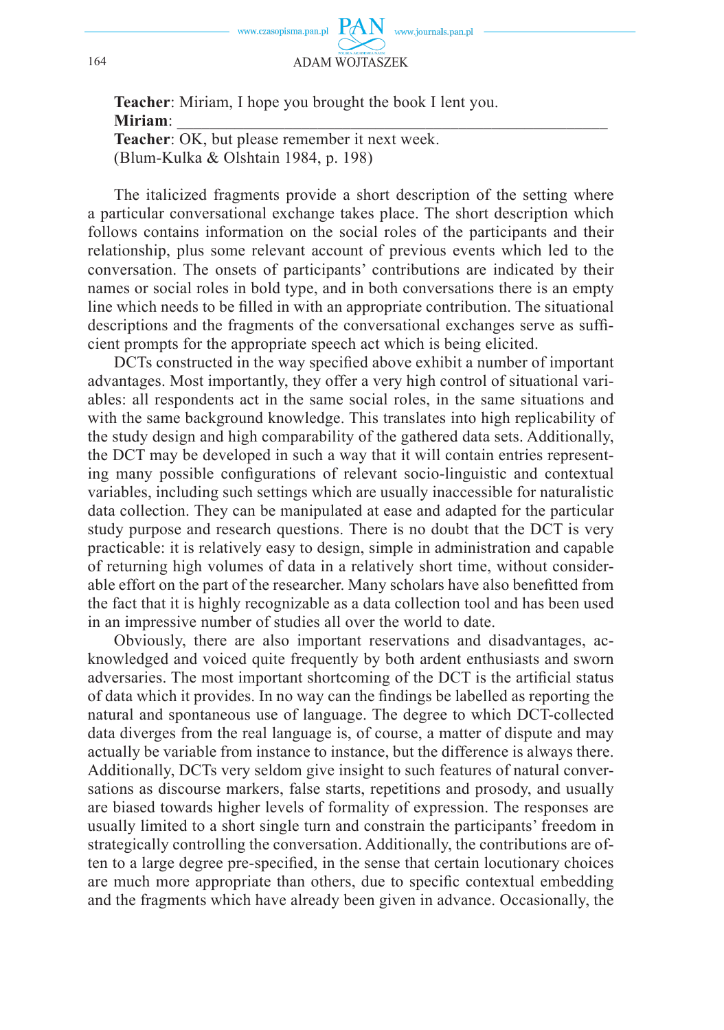**Teacher**: Miriam, I hope you brought the book I lent you.
**Miriam**: ________________________________________________________
**Teacher**: OK, but please remember it next week.
(Blum-Kulka & Olshtain 1984, p. 198)

The italicized fragments provide a short description of the setting where a particular conversational exchange takes place. The short description which follows contains information on the social roles of the participants and their relationship, plus some relevant account of previous events which led to the conversation. The onsets of participants' contributions are indicated by their names or social roles in bold type, and in both conversations there is an empty line which needs to be filled in with an appropriate contribution. The situational descriptions and the fragments of the conversational exchanges serve as sufficient prompts for the appropriate speech act which is being elicited.

DCTs constructed in the way specified above exhibit a number of important advantages. Most importantly, they offer a very high control of situational variables: all respondents act in the same social roles, in the same situations and with the same background knowledge. This translates into high replicability of the study design and high comparability of the gathered data sets. Additionally, the DCT may be developed in such a way that it will contain entries representing many possible configurations of relevant socio-linguistic and contextual variables, including such settings which are usually inaccessible for naturalistic data collection. They can be manipulated at ease and adapted for the particular study purpose and research questions. There is no doubt that the DCT is very practicable: it is relatively easy to design, simple in administration and capable of returning high volumes of data in a relatively short time, without considerable effort on the part of the researcher. Many scholars have also benefitted from the fact that it is highly recognizable as a data collection tool and has been used in an impressive number of studies all over the world to date.

Obviously, there are also important reservations and disadvantages, acknowledged and voiced quite frequently by both ardent enthusiasts and sworn adversaries. The most important shortcoming of the DCT is the artificial status of data which it provides. In no way can the findings be labelled as reporting the natural and spontaneous use of language. The degree to which DCT-collected data diverges from the real language is, of course, a matter of dispute and may actually be variable from instance to instance, but the difference is always there. Additionally, DCTs very seldom give insight to such features of natural conversations as discourse markers, false starts, repetitions and prosody, and usually are biased towards higher levels of formality of expression. The responses are usually limited to a short single turn and constrain the participants' freedom in strategically controlling the conversation. Additionally, the contributions are often to a large degree pre-specified, in the sense that certain locutionary choices are much more appropriate than others, due to specific contextual embedding and the fragments which have already been given in advance. Occasionally, the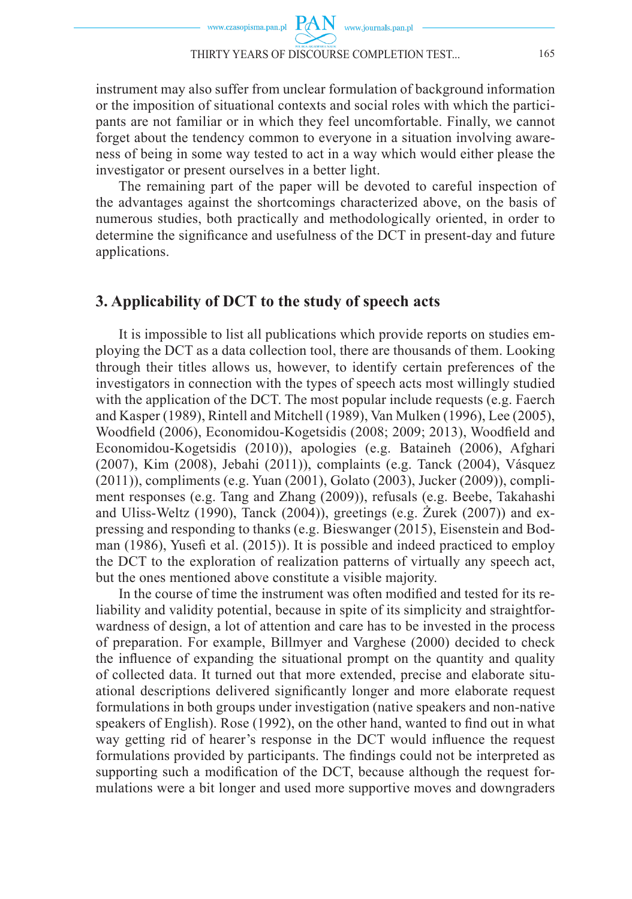instrument may also suffer from unclear formulation of background information or the imposition of situational contexts and social roles with which the participants are not familiar or in which they feel uncomfortable. Finally, we cannot forget about the tendency common to everyone in a situation involving awareness of being in some way tested to act in a way which would either please the investigator or present ourselves in a better light.

The remaining part of the paper will be devoted to careful inspection of the advantages against the shortcomings characterized above, on the basis of numerous studies, both practically and methodologically oriented, in order to determine the significance and usefulness of the DCT in present-day and future applications.

## 3. Applicability of DCT to the study of speech acts

It is impossible to list all publications which provide reports on studies employing the DCT as a data collection tool, there are thousands of them. Looking through their titles allows us, however, to identify certain preferences of the investigators in connection with the types of speech acts most willingly studied with the application of the DCT. The most popular include requests (e.g. Faerch and Kasper (1989), Rintell and Mitchell (1989), Van Mulken (1996), Lee (2005), Woodfield (2006), Economidou-Kogetsidis (2008; 2009; 2013), Woodfield and Economidou-Kogetsidis (2010)), apologies (e.g. Bataineh (2006), Afghari (2007), Kim (2008), Jebahi (2011)), complaints (e.g. Tanck (2004), Vásquez (2011)), compliments (e.g. Yuan (2001), Golato (2003), Jucker (2009)), compliment responses (e.g. Tang and Zhang (2009)), refusals (e.g. Beebe, Takahashi and Uliss-Weltz (1990), Tanck (2004)), greetings (e.g. Żurek (2007)) and expressing and responding to thanks (e.g. Bieswanger (2015), Eisenstein and Bodman (1986), Yusefi et al. (2015)). It is possible and indeed practiced to employ the DCT to the exploration of realization patterns of virtually any speech act, but the ones mentioned above constitute a visible majority.

In the course of time the instrument was often modified and tested for its reliability and validity potential, because in spite of its simplicity and straightforwardness of design, a lot of attention and care has to be invested in the process of preparation. For example, Billmyer and Varghese (2000) decided to check the influence of expanding the situational prompt on the quantity and quality of collected data. It turned out that more extended, precise and elaborate situational descriptions delivered significantly longer and more elaborate request formulations in both groups under investigation (native speakers and non-native speakers of English). Rose (1992), on the other hand, wanted to find out in what way getting rid of hearer's response in the DCT would influence the request formulations provided by participants. The findings could not be interpreted as supporting such a modification of the DCT, because although the request formulations were a bit longer and used more supportive moves and downgraders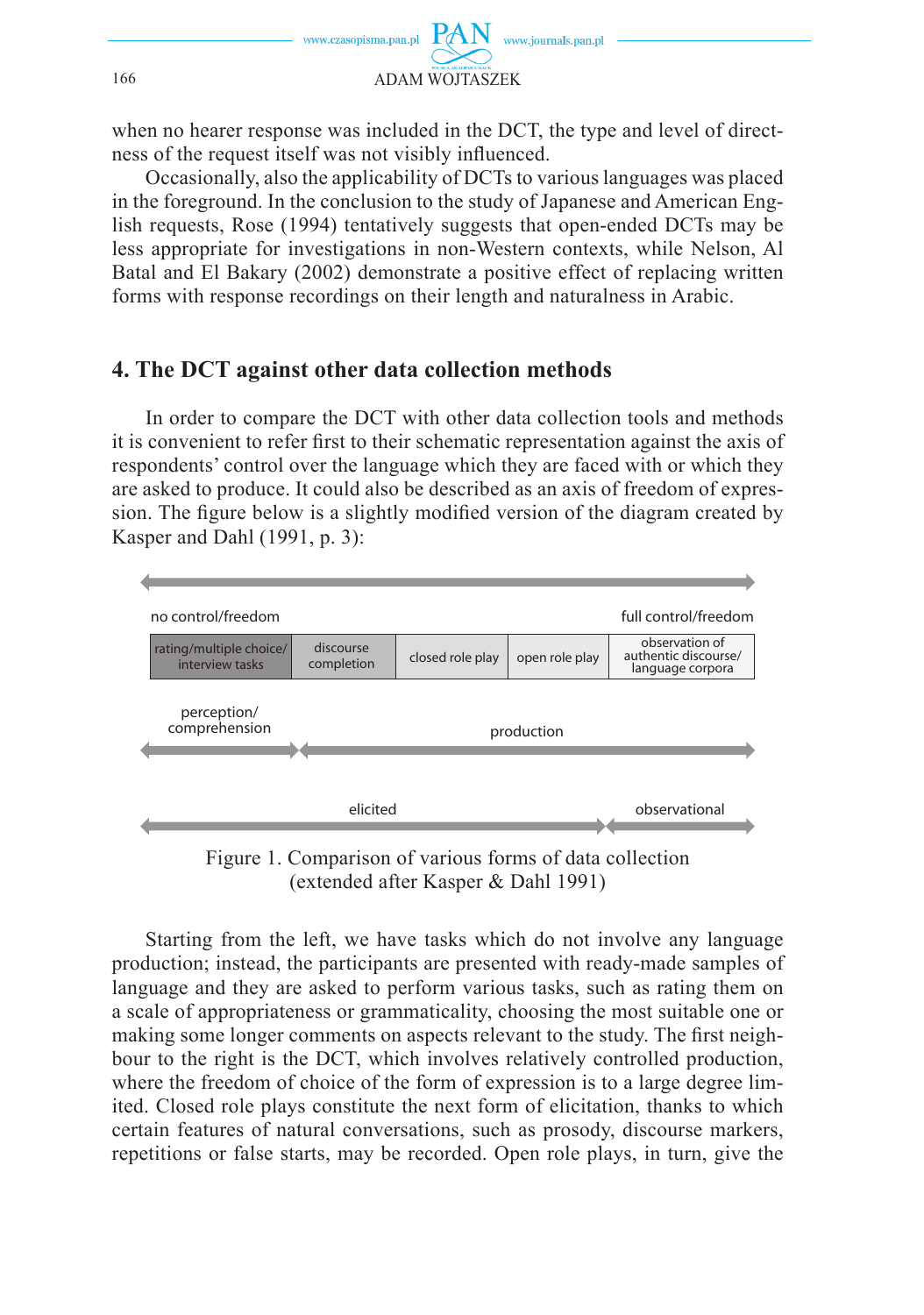when no hearer response was included in the DCT, the type and level of directness of the request itself was not visibly influenced.

Occasionally, also the applicability of DCTs to various languages was placed in the foreground. In the conclusion to the study of Japanese and American English requests, Rose (1994) tentatively suggests that open-ended DCTs may be less appropriate for investigations in non-Western contexts, while Nelson, Al Batal and El Bakary (2002) demonstrate a positive effect of replacing written forms with response recordings on their length and naturalness in Arabic.

## 4. The DCT against other data collection methods

In order to compare the DCT with other data collection tools and methods it is convenient to refer first to their schematic representation against the axis of respondents' control over the language which they are faced with or which they are asked to produce. It could also be described as an axis of freedom of expression. The figure below is a slightly modified version of the diagram created by Kasper and Dahl (1991, p. 3):

no control/freedom ⟷ full control/freedom

| rating/multiple choice/ interview tasks | discourse completion | closed role play | open role play | observation of authentic discourse/ language corpora |
|---|---|---|---|---|

perception/ comprehension ⟷ production

elicited ⟷ observational

Figure 1. Comparison of various forms of data collection (extended after Kasper & Dahl 1991)

Starting from the left, we have tasks which do not involve any language production; instead, the participants are presented with ready-made samples of language and they are asked to perform various tasks, such as rating them on a scale of appropriateness or grammaticality, choosing the most suitable one or making some longer comments on aspects relevant to the study. The first neighbour to the right is the DCT, which involves relatively controlled production, where the freedom of choice of the form of expression is to a large degree limited. Closed role plays constitute the next form of elicitation, thanks to which certain features of natural conversations, such as prosody, discourse markers, repetitions or false starts, may be recorded. Open role plays, in turn, give the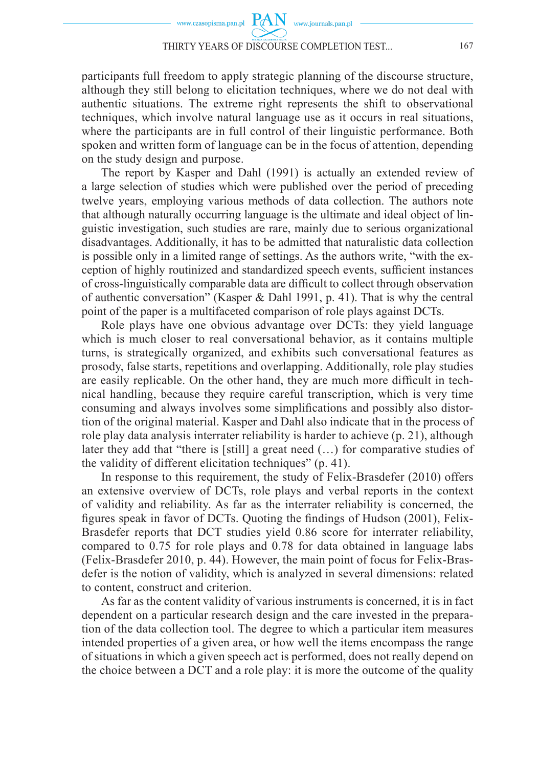participants full freedom to apply strategic planning of the discourse structure, although they still belong to elicitation techniques, where we do not deal with authentic situations. The extreme right represents the shift to observational techniques, which involve natural language use as it occurs in real situations, where the participants are in full control of their linguistic performance. Both spoken and written form of language can be in the focus of attention, depending on the study design and purpose.

The report by Kasper and Dahl (1991) is actually an extended review of a large selection of studies which were published over the period of preceding twelve years, employing various methods of data collection. The authors note that although naturally occurring language is the ultimate and ideal object of linguistic investigation, such studies are rare, mainly due to serious organizational disadvantages. Additionally, it has to be admitted that naturalistic data collection is possible only in a limited range of settings. As the authors write, "with the exception of highly routinized and standardized speech events, sufficient instances of cross-linguistically comparable data are difficult to collect through observation of authentic conversation" (Kasper & Dahl 1991, p. 41). That is why the central point of the paper is a multifaceted comparison of role plays against DCTs.

Role plays have one obvious advantage over DCTs: they yield language which is much closer to real conversational behavior, as it contains multiple turns, is strategically organized, and exhibits such conversational features as prosody, false starts, repetitions and overlapping. Additionally, role play studies are easily replicable. On the other hand, they are much more difficult in technical handling, because they require careful transcription, which is very time consuming and always involves some simplifications and possibly also distortion of the original material. Kasper and Dahl also indicate that in the process of role play data analysis interrater reliability is harder to achieve (p. 21), although later they add that "there is [still] a great need (…) for comparative studies of the validity of different elicitation techniques" (p. 41).

In response to this requirement, the study of Felix-Brasdefer (2010) offers an extensive overview of DCTs, role plays and verbal reports in the context of validity and reliability. As far as the interrater reliability is concerned, the figures speak in favor of DCTs. Quoting the findings of Hudson (2001), Felix-Brasdefer reports that DCT studies yield 0.86 score for interrater reliability, compared to 0.75 for role plays and 0.78 for data obtained in language labs (Felix-Brasdefer 2010, p. 44). However, the main point of focus for Felix-Brasdefer is the notion of validity, which is analyzed in several dimensions: related to content, construct and criterion.

As far as the content validity of various instruments is concerned, it is in fact dependent on a particular research design and the care invested in the preparation of the data collection tool. The degree to which a particular item measures intended properties of a given area, or how well the items encompass the range of situations in which a given speech act is performed, does not really depend on the choice between a DCT and a role play: it is more the outcome of the quality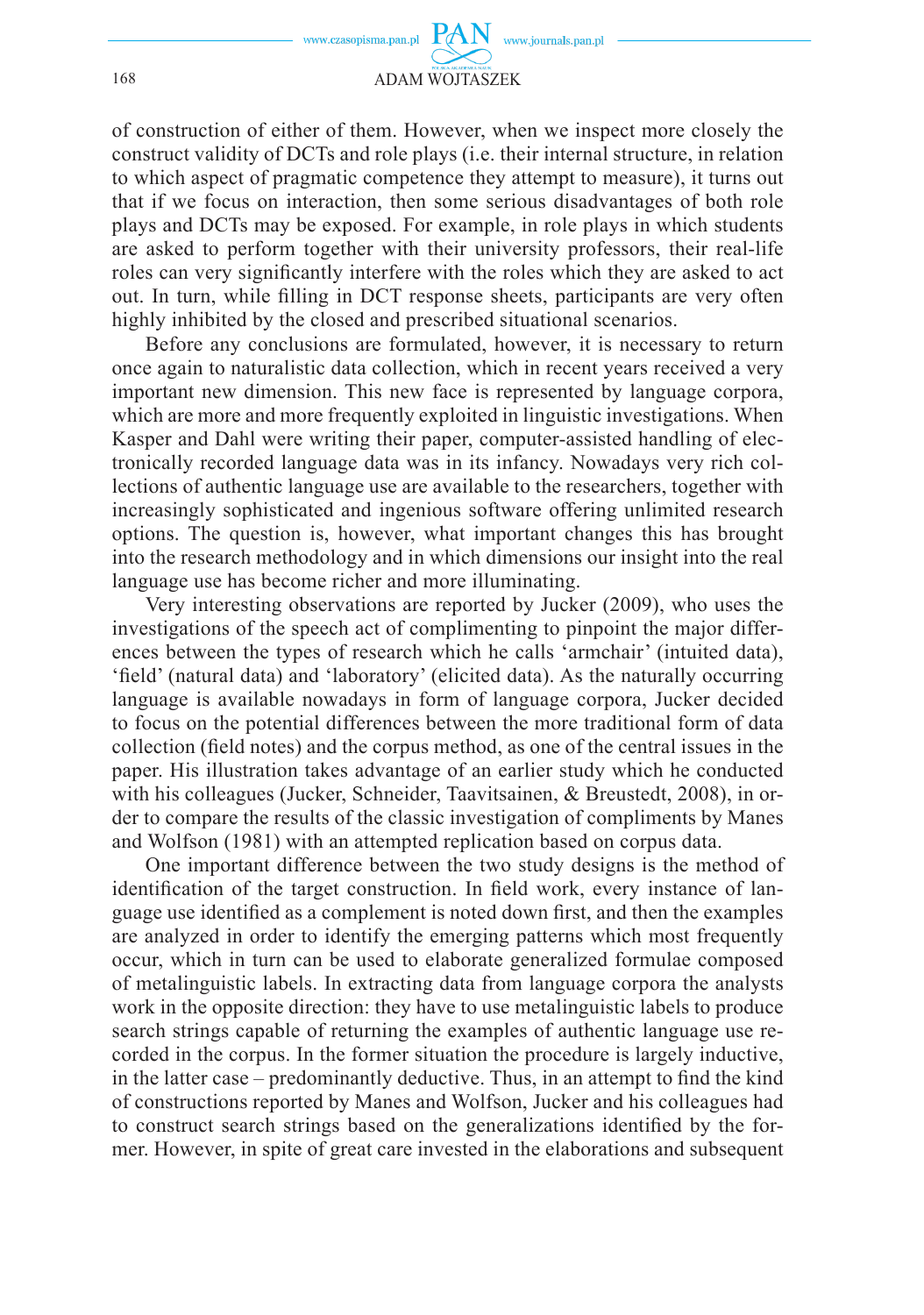of construction of either of them. However, when we inspect more closely the construct validity of DCTs and role plays (i.e. their internal structure, in relation to which aspect of pragmatic competence they attempt to measure), it turns out that if we focus on interaction, then some serious disadvantages of both role plays and DCTs may be exposed. For example, in role plays in which students are asked to perform together with their university professors, their real-life roles can very significantly interfere with the roles which they are asked to act out. In turn, while filling in DCT response sheets, participants are very often highly inhibited by the closed and prescribed situational scenarios.

Before any conclusions are formulated, however, it is necessary to return once again to naturalistic data collection, which in recent years received a very important new dimension. This new face is represented by language corpora, which are more and more frequently exploited in linguistic investigations. When Kasper and Dahl were writing their paper, computer-assisted handling of electronically recorded language data was in its infancy. Nowadays very rich collections of authentic language use are available to the researchers, together with increasingly sophisticated and ingenious software offering unlimited research options. The question is, however, what important changes this has brought into the research methodology and in which dimensions our insight into the real language use has become richer and more illuminating.

Very interesting observations are reported by Jucker (2009), who uses the investigations of the speech act of complimenting to pinpoint the major differences between the types of research which he calls 'armchair' (intuited data), 'field' (natural data) and 'laboratory' (elicited data). As the naturally occurring language is available nowadays in form of language corpora, Jucker decided to focus on the potential differences between the more traditional form of data collection (field notes) and the corpus method, as one of the central issues in the paper. His illustration takes advantage of an earlier study which he conducted with his colleagues (Jucker, Schneider, Taavitsainen, & Breustedt, 2008), in order to compare the results of the classic investigation of compliments by Manes and Wolfson (1981) with an attempted replication based on corpus data.

One important difference between the two study designs is the method of identification of the target construction. In field work, every instance of language use identified as a complement is noted down first, and then the examples are analyzed in order to identify the emerging patterns which most frequently occur, which in turn can be used to elaborate generalized formulae composed of metalinguistic labels. In extracting data from language corpora the analysts work in the opposite direction: they have to use metalinguistic labels to produce search strings capable of returning the examples of authentic language use recorded in the corpus. In the former situation the procedure is largely inductive, in the latter case – predominantly deductive. Thus, in an attempt to find the kind of constructions reported by Manes and Wolfson, Jucker and his colleagues had to construct search strings based on the generalizations identified by the former. However, in spite of great care invested in the elaborations and subsequent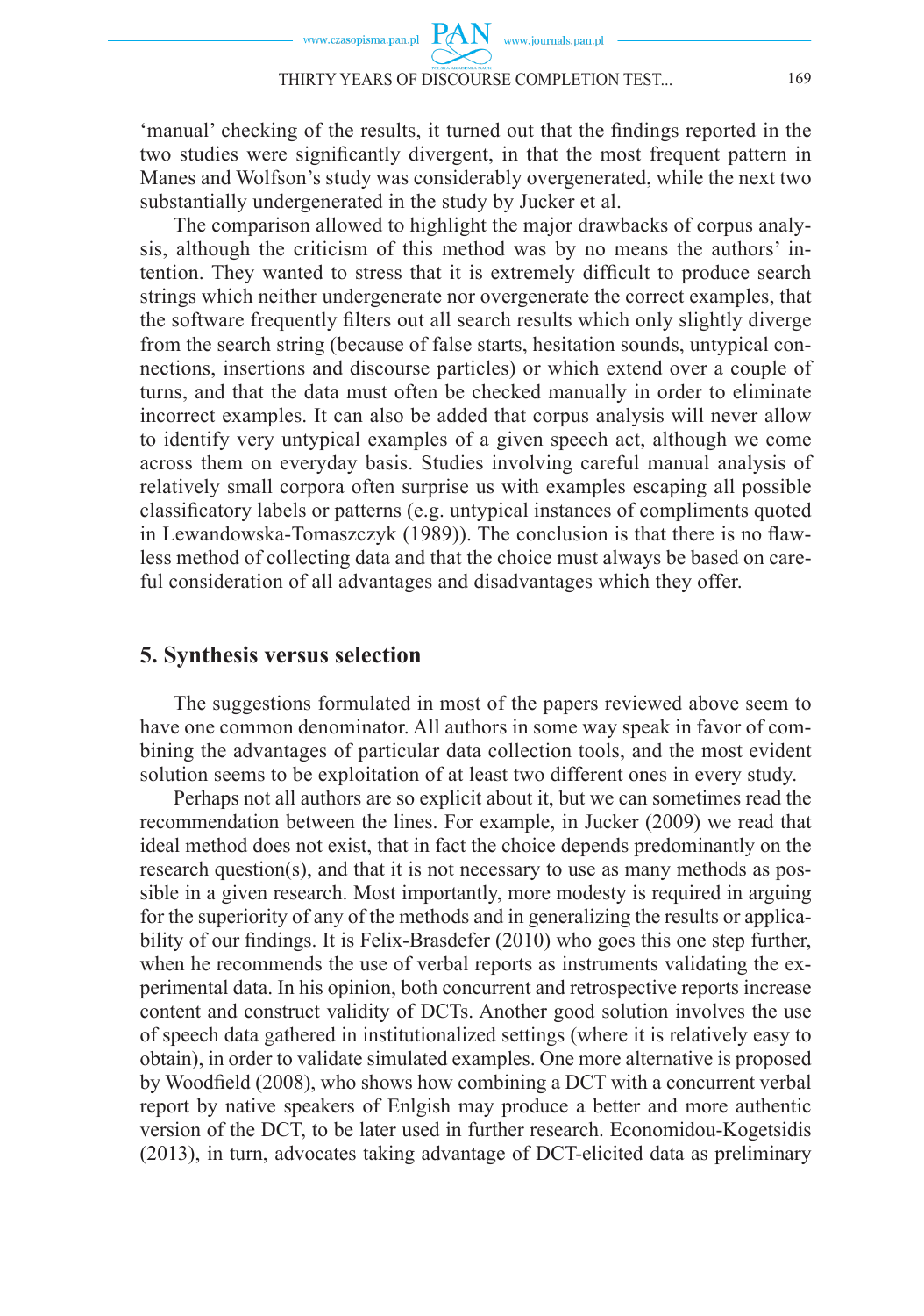'manual' checking of the results, it turned out that the findings reported in the two studies were significantly divergent, in that the most frequent pattern in Manes and Wolfson's study was considerably overgenerated, while the next two substantially undergenerated in the study by Jucker et al.

The comparison allowed to highlight the major drawbacks of corpus analysis, although the criticism of this method was by no means the authors' intention. They wanted to stress that it is extremely difficult to produce search strings which neither undergenerate nor overgenerate the correct examples, that the software frequently filters out all search results which only slightly diverge from the search string (because of false starts, hesitation sounds, untypical connections, insertions and discourse particles) or which extend over a couple of turns, and that the data must often be checked manually in order to eliminate incorrect examples. It can also be added that corpus analysis will never allow to identify very untypical examples of a given speech act, although we come across them on everyday basis. Studies involving careful manual analysis of relatively small corpora often surprise us with examples escaping all possible classificatory labels or patterns (e.g. untypical instances of compliments quoted in Lewandowska-Tomaszczyk (1989)). The conclusion is that there is no flawless method of collecting data and that the choice must always be based on careful consideration of all advantages and disadvantages which they offer.

## 5. Synthesis versus selection

The suggestions formulated in most of the papers reviewed above seem to have one common denominator. All authors in some way speak in favor of combining the advantages of particular data collection tools, and the most evident solution seems to be exploitation of at least two different ones in every study.

Perhaps not all authors are so explicit about it, but we can sometimes read the recommendation between the lines. For example, in Jucker (2009) we read that ideal method does not exist, that in fact the choice depends predominantly on the research question(s), and that it is not necessary to use as many methods as possible in a given research. Most importantly, more modesty is required in arguing for the superiority of any of the methods and in generalizing the results or applicability of our findings. It is Felix-Brasdefer (2010) who goes this one step further, when he recommends the use of verbal reports as instruments validating the experimental data. In his opinion, both concurrent and retrospective reports increase content and construct validity of DCTs. Another good solution involves the use of speech data gathered in institutionalized settings (where it is relatively easy to obtain), in order to validate simulated examples. One more alternative is proposed by Woodfield (2008), who shows how combining a DCT with a concurrent verbal report by native speakers of Enlgish may produce a better and more authentic version of the DCT, to be later used in further research. Economidou-Kogetsidis (2013), in turn, advocates taking advantage of DCT-elicited data as preliminary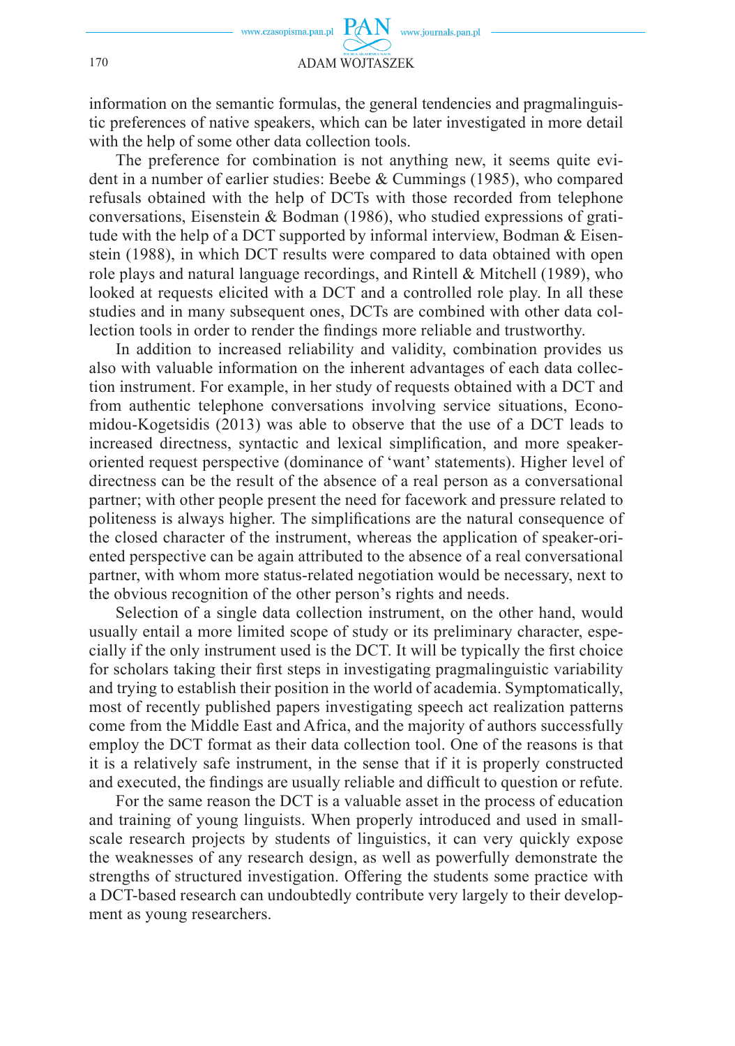information on the semantic formulas, the general tendencies and pragmalinguistic preferences of native speakers, which can be later investigated in more detail with the help of some other data collection tools.

The preference for combination is not anything new, it seems quite evident in a number of earlier studies: Beebe & Cummings (1985), who compared refusals obtained with the help of DCTs with those recorded from telephone conversations, Eisenstein & Bodman (1986), who studied expressions of gratitude with the help of a DCT supported by informal interview, Bodman & Eisenstein (1988), in which DCT results were compared to data obtained with open role plays and natural language recordings, and Rintell & Mitchell (1989), who looked at requests elicited with a DCT and a controlled role play. In all these studies and in many subsequent ones, DCTs are combined with other data collection tools in order to render the findings more reliable and trustworthy.

In addition to increased reliability and validity, combination provides us also with valuable information on the inherent advantages of each data collection instrument. For example, in her study of requests obtained with a DCT and from authentic telephone conversations involving service situations, Economidou-Kogetsidis (2013) was able to observe that the use of a DCT leads to increased directness, syntactic and lexical simplification, and more speaker-oriented request perspective (dominance of 'want' statements). Higher level of directness can be the result of the absence of a real person as a conversational partner; with other people present the need for facework and pressure related to politeness is always higher. The simplifications are the natural consequence of the closed character of the instrument, whereas the application of speaker-oriented perspective can be again attributed to the absence of a real conversational partner, with whom more status-related negotiation would be necessary, next to the obvious recognition of the other person's rights and needs.

Selection of a single data collection instrument, on the other hand, would usually entail a more limited scope of study or its preliminary character, especially if the only instrument used is the DCT. It will be typically the first choice for scholars taking their first steps in investigating pragmalinguistic variability and trying to establish their position in the world of academia. Symptomatically, most of recently published papers investigating speech act realization patterns come from the Middle East and Africa, and the majority of authors successfully employ the DCT format as their data collection tool. One of the reasons is that it is a relatively safe instrument, in the sense that if it is properly constructed and executed, the findings are usually reliable and difficult to question or refute.

For the same reason the DCT is a valuable asset in the process of education and training of young linguists. When properly introduced and used in small-scale research projects by students of linguistics, it can very quickly expose the weaknesses of any research design, as well as powerfully demonstrate the strengths of structured investigation. Offering the students some practice with a DCT-based research can undoubtedly contribute very largely to their development as young researchers.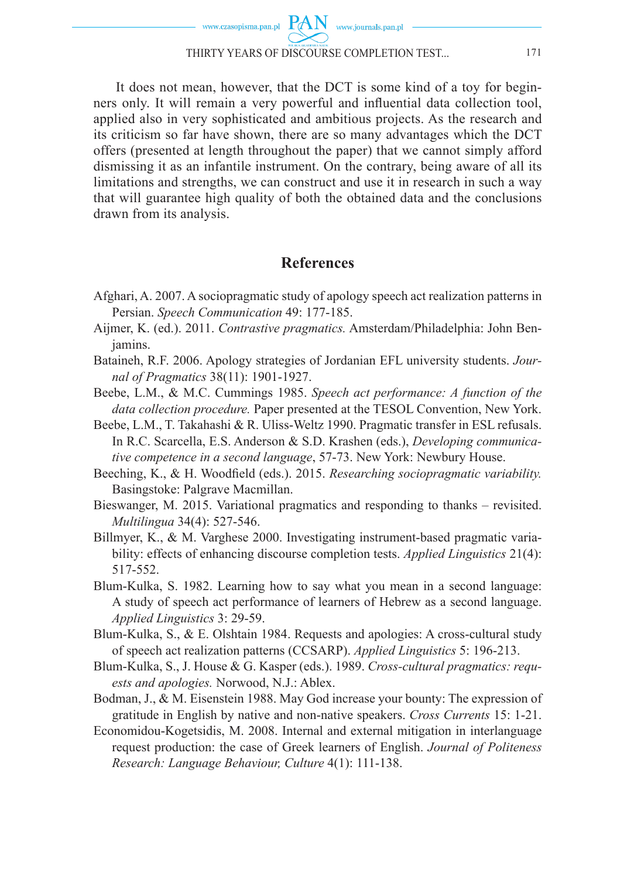It does not mean, however, that the DCT is some kind of a toy for beginners only. It will remain a very powerful and influential data collection tool, applied also in very sophisticated and ambitious projects. As the research and its criticism so far have shown, there are so many advantages which the DCT offers (presented at length throughout the paper) that we cannot simply afford dismissing it as an infantile instrument. On the contrary, being aware of all its limitations and strengths, we can construct and use it in research in such a way that will guarantee high quality of both the obtained data and the conclusions drawn from its analysis.

## References

Afghari, A. 2007. A sociopragmatic study of apology speech act realization patterns in Persian. *Speech Communication* 49: 177-185.

Aijmer, K. (ed.). 2011. *Contrastive pragmatics.* Amsterdam/Philadelphia: John Benjamins.

Bataineh, R.F. 2006. Apology strategies of Jordanian EFL university students. *Journal of Pragmatics* 38(11): 1901-1927.

Beebe, L.M., & M.C. Cummings 1985. *Speech act performance: A function of the data collection procedure.* Paper presented at the TESOL Convention, New York.

Beebe, L.M., T. Takahashi & R. Uliss-Weltz 1990. Pragmatic transfer in ESL refusals. In R.C. Scarcella, E.S. Anderson & S.D. Krashen (eds.), *Developing communicative competence in a second language*, 57-73. New York: Newbury House.

Beeching, K., & H. Woodfield (eds.). 2015. *Researching sociopragmatic variability.* Basingstoke: Palgrave Macmillan.

Bieswanger, M. 2015. Variational pragmatics and responding to thanks – revisited. *Multilingua* 34(4): 527-546.

Billmyer, K., & M. Varghese 2000. Investigating instrument-based pragmatic variability: effects of enhancing discourse completion tests. *Applied Linguistics* 21(4): 517-552.

Blum-Kulka, S. 1982. Learning how to say what you mean in a second language: A study of speech act performance of learners of Hebrew as a second language. *Applied Linguistics* 3: 29-59.

Blum-Kulka, S., & E. Olshtain 1984. Requests and apologies: A cross-cultural study of speech act realization patterns (CCSARP). *Applied Linguistics* 5: 196-213.

Blum-Kulka, S., J. House & G. Kasper (eds.). 1989. *Cross-cultural pragmatics: requests and apologies.* Norwood, N.J.: Ablex.

Bodman, J., & M. Eisenstein 1988. May God increase your bounty: The expression of gratitude in English by native and non-native speakers. *Cross Currents* 15: 1-21.

Economidou-Kogetsidis, M. 2008. Internal and external mitigation in interlanguage request production: the case of Greek learners of English. *Journal of Politeness Research: Language Behaviour, Culture* 4(1): 111-138.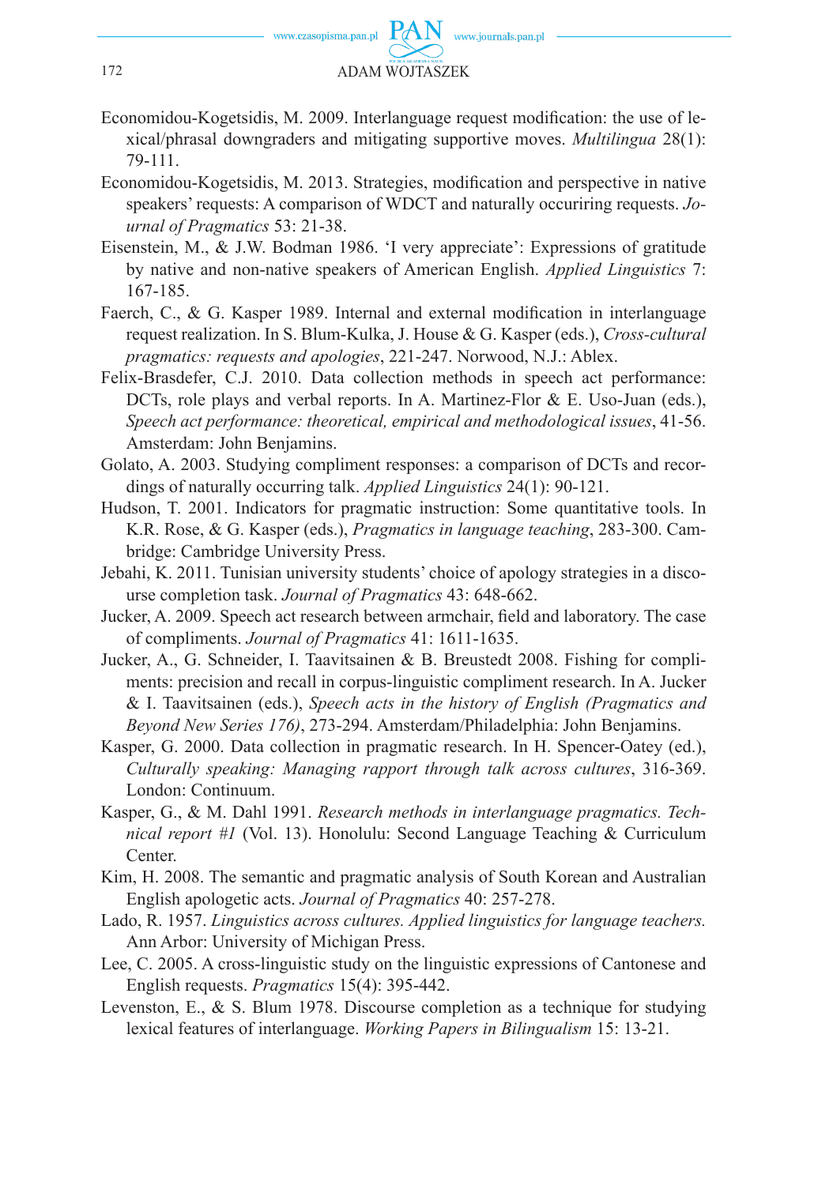Economidou-Kogetsidis, M. 2009. Interlanguage request modification: the use of lexical/phrasal downgraders and mitigating supportive moves. *Multilingua* 28(1): 79-111.

Economidou-Kogetsidis, M. 2013. Strategies, modification and perspective in native speakers' requests: A comparison of WDCT and naturally occuriring requests. *Journal of Pragmatics* 53: 21-38.

Eisenstein, M., & J.W. Bodman 1986. 'I very appreciate': Expressions of gratitude by native and non-native speakers of American English. *Applied Linguistics* 7: 167-185.

Faerch, C., & G. Kasper 1989. Internal and external modification in interlanguage request realization. In S. Blum-Kulka, J. House & G. Kasper (eds.), *Cross-cultural pragmatics: requests and apologies*, 221-247. Norwood, N.J.: Ablex.

Felix-Brasdefer, C.J. 2010. Data collection methods in speech act performance: DCTs, role plays and verbal reports. In A. Martinez-Flor & E. Uso-Juan (eds.), *Speech act performance: theoretical, empirical and methodological issues*, 41-56. Amsterdam: John Benjamins.

Golato, A. 2003. Studying compliment responses: a comparison of DCTs and recordings of naturally occurring talk. *Applied Linguistics* 24(1): 90-121.

Hudson, T. 2001. Indicators for pragmatic instruction: Some quantitative tools. In K.R. Rose, & G. Kasper (eds.), *Pragmatics in language teaching*, 283-300. Cambridge: Cambridge University Press.

Jebahi, K. 2011. Tunisian university students' choice of apology strategies in a discourse completion task. *Journal of Pragmatics* 43: 648-662.

Jucker, A. 2009. Speech act research between armchair, field and laboratory. The case of compliments. *Journal of Pragmatics* 41: 1611-1635.

Jucker, A., G. Schneider, I. Taavitsainen & B. Breustedt 2008. Fishing for compliments: precision and recall in corpus-linguistic compliment research. In A. Jucker & I. Taavitsainen (eds.), *Speech acts in the history of English (Pragmatics and Beyond New Series 176)*, 273-294. Amsterdam/Philadelphia: John Benjamins.

Kasper, G. 2000. Data collection in pragmatic research. In H. Spencer-Oatey (ed.), *Culturally speaking: Managing rapport through talk across cultures*, 316-369. London: Continuum.

Kasper, G., & M. Dahl 1991. *Research methods in interlanguage pragmatics. Technical report #1* (Vol. 13). Honolulu: Second Language Teaching & Curriculum Center.

Kim, H. 2008. The semantic and pragmatic analysis of South Korean and Australian English apologetic acts. *Journal of Pragmatics* 40: 257-278.

Lado, R. 1957. *Linguistics across cultures. Applied linguistics for language teachers.* Ann Arbor: University of Michigan Press.

Lee, C. 2005. A cross-linguistic study on the linguistic expressions of Cantonese and English requests. *Pragmatics* 15(4): 395-442.

Levenston, E., & S. Blum 1978. Discourse completion as a technique for studying lexical features of interlanguage. *Working Papers in Bilingualism* 15: 13-21.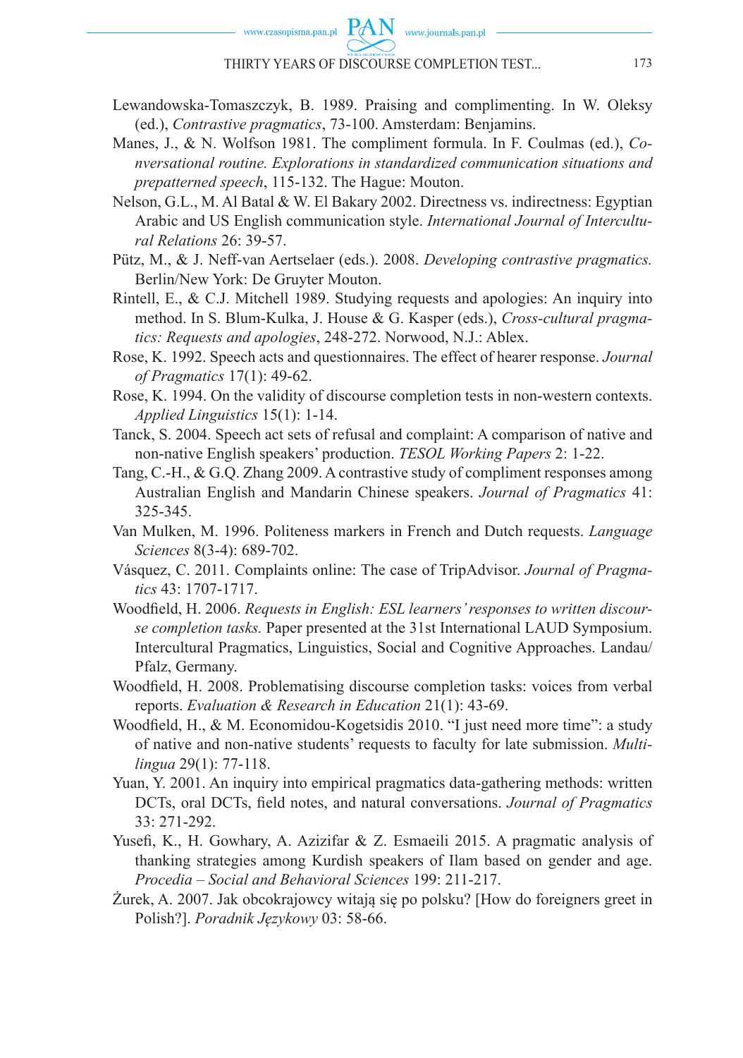Lewandowska-Tomaszczyk, B. 1989. Praising and complimenting. In W. Oleksy (ed.), *Contrastive pragmatics*, 73-100. Amsterdam: Benjamins.

Manes, J., & N. Wolfson 1981. The compliment formula. In F. Coulmas (ed.), *Conversational routine. Explorations in standardized communication situations and prepatterned speech*, 115-132. The Hague: Mouton.

Nelson, G.L., M. Al Batal & W. El Bakary 2002. Directness vs. indirectness: Egyptian Arabic and US English communication style. *International Journal of Intercultural Relations* 26: 39-57.

Pütz, M., & J. Neff-van Aertselaer (eds.). 2008. *Developing contrastive pragmatics.* Berlin/New York: De Gruyter Mouton.

Rintell, E., & C.J. Mitchell 1989. Studying requests and apologies: An inquiry into method. In S. Blum-Kulka, J. House & G. Kasper (eds.), *Cross-cultural pragmatics: Requests and apologies*, 248-272. Norwood, N.J.: Ablex.

Rose, K. 1992. Speech acts and questionnaires. The effect of hearer response. *Journal of Pragmatics* 17(1): 49-62.

Rose, K. 1994. On the validity of discourse completion tests in non-western contexts. *Applied Linguistics* 15(1): 1-14.

Tanck, S. 2004. Speech act sets of refusal and complaint: A comparison of native and non-native English speakers' production. *TESOL Working Papers* 2: 1-22.

Tang, C.-H., & G.Q. Zhang 2009. A contrastive study of compliment responses among Australian English and Mandarin Chinese speakers. *Journal of Pragmatics* 41: 325-345.

Van Mulken, M. 1996. Politeness markers in French and Dutch requests. *Language Sciences* 8(3-4): 689-702.

Vásquez, C. 2011. Complaints online: The case of TripAdvisor. *Journal of Pragmatics* 43: 1707-1717.

Woodfield, H. 2006. *Requests in English: ESL learners' responses to written discourse completion tasks.* Paper presented at the 31st International LAUD Symposium. Intercultural Pragmatics, Linguistics, Social and Cognitive Approaches. Landau/Pfalz, Germany.

Woodfield, H. 2008. Problematising discourse completion tasks: voices from verbal reports. *Evaluation & Research in Education* 21(1): 43-69.

Woodfield, H., & M. Economidou-Kogetsidis 2010. "I just need more time": a study of native and non-native students' requests to faculty for late submission. *Multilingua* 29(1): 77-118.

Yuan, Y. 2001. An inquiry into empirical pragmatics data-gathering methods: written DCTs, oral DCTs, field notes, and natural conversations. *Journal of Pragmatics* 33: 271-292.

Yusefi, K., H. Gowhary, A. Azizifar & Z. Esmaeili 2015. A pragmatic analysis of thanking strategies among Kurdish speakers of Ilam based on gender and age. *Procedia – Social and Behavioral Sciences* 199: 211-217.

Żurek, A. 2007. Jak obcokrajowcy witają się po polsku? [How do foreigners greet in Polish?]. *Poradnik Językowy* 03: 58-66.